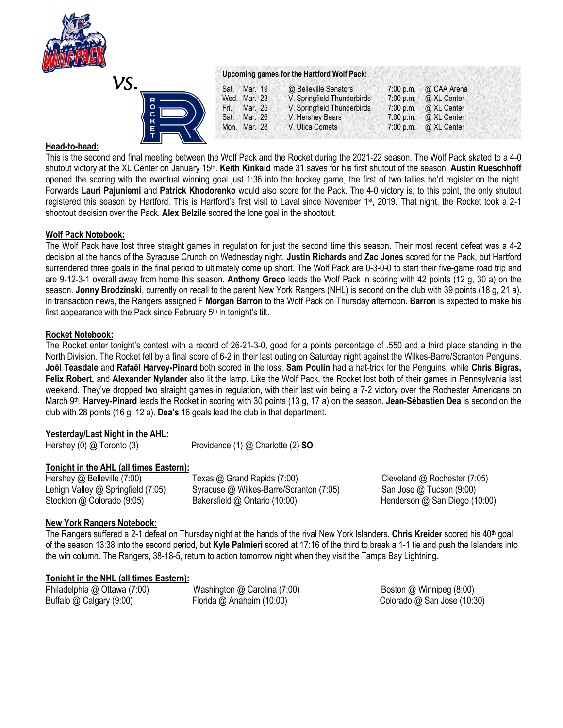vs.

**Upcoming games for the Hartford Wolf Pack:**

| | | | | |
|---|---|---|---|---|
| Sat. | Mar. 19 | @ Belleville Senators | 7:00 p.m. | @ CAA Arena |
| Wed. | Mar. 23 | V. Springfield Thunderbirds | 7:00 p.m. | @ XL Center |
| Fri. | Mar. 25 | V. Springfield Thunderbirds | 7:00 p.m. | @ XL Center |
| Sat. | Mar. 26 | V. Hershey Bears | 7:00 p.m. | @ XL Center |
| Mon. | Mar. 28 | V. Utica Comets | 7:00 p.m. | @ XL Center |

## Head-to-head:

This is the second and final meeting between the Wolf Pack and the Rocket during the 2021-22 season. The Wolf Pack skated to a 4-0 shutout victory at the XL Center on January 15th. **Keith Kinkaid** made 31 saves for his first shutout of the season. **Austin Rueschhoff** opened the scoring with the eventual winning goal just 1:36 into the hockey game, the first of two tallies he'd register on the night. Forwards **Lauri Pajuniemi** and **Patrick Khodorenko** would also score for the Pack. The 4-0 victory is, to this point, the only shutout registered this season by Hartford. This is Hartford's first visit to Laval since November 1st, 2019. That night, the Rocket took a 2-1 shootout decision over the Pack. **Alex Belzile** scored the lone goal in the shootout.

## Wolf Pack Notebook:

The Wolf Pack have lost three straight games in regulation for just the second time this season. Their most recent defeat was a 4-2 decision at the hands of the Syracuse Crunch on Wednesday night. **Justin Richards** and **Zac Jones** scored for the Pack, but Hartford surrendered three goals in the final period to ultimately come up short. The Wolf Pack are 0-3-0-0 to start their five-game road trip and are 9-12-3-1 overall away from home this season. **Anthony Greco** leads the Wolf Pack in scoring with 42 points (12 g, 30 a) on the season. **Jonny Brodzinski**, currently on recall to the parent New York Rangers (NHL) is second on the club with 39 points (18 g, 21 a). In transaction news, the Rangers assigned F **Morgan Barron** to the Wolf Pack on Thursday afternoon. **Barron** is expected to make his first appearance with the Pack since February 5th in tonight's tilt.

## Rocket Notebook:

The Rocket enter tonight's contest with a record of 26-21-3-0, good for a points percentage of .550 and a third place standing in the North Division. The Rocket fell by a final score of 6-2 in their last outing on Saturday night against the Wilkes-Barre/Scranton Penguins. **Joël Teasdale** and **Rafaël Harvey-Pinard** both scored in the loss. **Sam Poulin** had a hat-trick for the Penguins, while **Chris Bigras, Felix Robert,** and **Alexander Nylander** also lit the lamp. Like the Wolf Pack, the Rocket lost both of their games in Pennsylvania last weekend. They've dropped two straight games in regulation, with their last win being a 7-2 victory over the Rochester Americans on March 9th. **Harvey-Pinard** leads the Rocket in scoring with 30 points (13 g, 17 a) on the season. **Jean-Sébastien Dea** is second on the club with 28 points (16 g, 12 a). **Dea's** 16 goals lead the club in that department.

## Yesterday/Last Night in the AHL:

Hershey (0) @ Toronto (3)

Providence (1) @ Charlotte (2) **SO**

## Tonight in the AHL (all times Eastern):

Hershey @ Belleville (7:00)
Lehigh Valley @ Springfield (7:05)
Stockton @ Colorado (9:05)
Texas @ Grand Rapids (7:00)
Syracuse @ Wilkes-Barre/Scranton (7:05)
Bakersfield @ Ontario (10:00)
Cleveland @ Rochester (7:05)
San Jose @ Tucson (9:00)
Henderson @ San Diego (10:00)

## New York Rangers Notebook:

The Rangers suffered a 2-1 defeat on Thursday night at the hands of the rival New York Islanders. **Chris Kreider** scored his 40th goal of the season 13:38 into the second period, but **Kyle Palmieri** scored at 17:16 of the third to break a 1-1 tie and push the Islanders into the win column. The Rangers, 38-18-5, return to action tomorrow night when they visit the Tampa Bay Lightning.

## Tonight in the NHL (all times Eastern):

Philadelphia @ Ottawa (7:00)
Buffalo @ Calgary (9:00)
Washington @ Carolina (7:00)
Florida @ Anaheim (10:00)
Boston @ Winnipeg (8:00)
Colorado @ San Jose (10:30)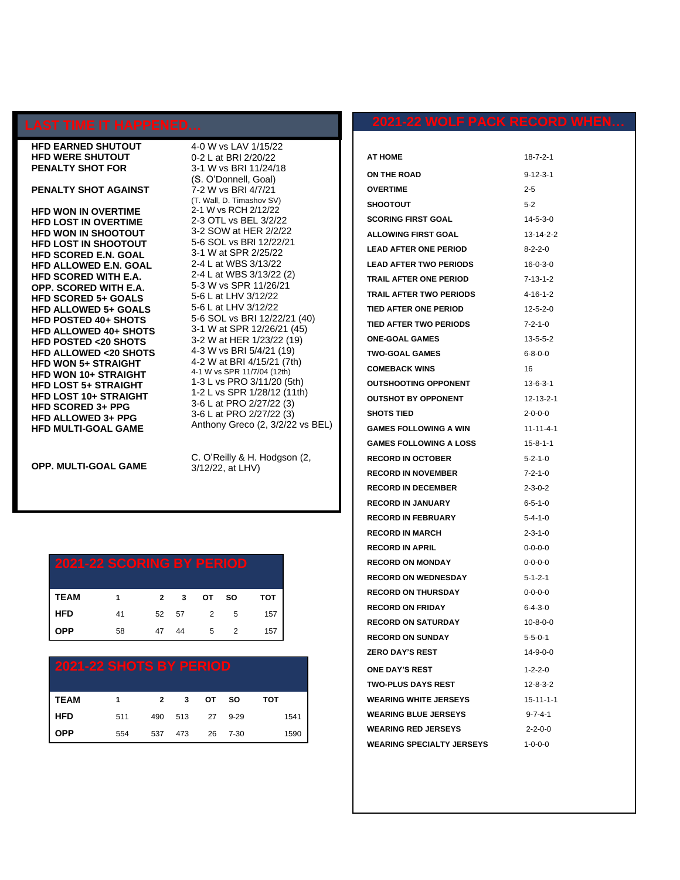## LAST TIME IT HAPPENED…

| | |
|---|---|
| **HFD EARNED SHUTOUT** | 4-0 W vs LAV 1/15/22 |
| **HFD WERE SHUTOUT** | 0-2 L at BRI 2/20/22 |
| **PENALTY SHOT FOR** | 3-1 W vs BRI 11/24/18 (S. O'Donnell, Goal) |
| **PENALTY SHOT AGAINST** | 7-2 W vs BRI 4/7/21 (T. Wall, D. Timashov SV) |
| **HFD WON IN OVERTIME** | 2-1 W vs RCH 2/12/22 |
| **HFD LOST IN OVERTIME** | 2-3 OTL vs BEL 3/2/22 |
| **HFD WON IN SHOOTOUT** | 3-2 SOW at HER 2/2/22 |
| **HFD LOST IN SHOOTOUT** | 5-6 SOL vs BRI 12/22/21 |
| **HFD SCORED E.N. GOAL** | 3-1 W at SPR 2/25/22 |
| **HFD ALLOWED E.N. GOAL** | 2-4 L at WBS 3/13/22 |
| **HFD SCORED WITH E.A.** | 2-4 L at WBS 3/13/22 (2) |
| **OPP. SCORED WITH E.A.** | 5-3 W vs SPR 11/26/21 |
| **HFD SCORED 5+ GOALS** | 5-6 L at LHV 3/12/22 |
| **HFD ALLOWED 5+ GOALS** | 5-6 L at LHV 3/12/22 |
| **HFD POSTED 40+ SHOTS** | 5-6 SOL vs BRI 12/22/21 (40) |
| **HFD ALLOWED 40+ SHOTS** | 3-1 W at SPR 12/26/21 (45) |
| **HFD POSTED <20 SHOTS** | 3-2 W at HER 1/23/22 (19) |
| **HFD ALLOWED <20 SHOTS** | 4-3 W vs BRI 5/4/21 (19) |
| **HFD WON 5+ STRAIGHT** | 4-2 W at BRI 4/15/21 (7th) |
| **HFD WON 10+ STRAIGHT** | 4-1 W vs SPR 11/7/04 (12th) |
| **HFD LOST 5+ STRAIGHT** | 1-3 L vs PRO 3/11/20 (5th) |
| **HFD LOST 10+ STRAIGHT** | 1-2 L vs SPR 1/28/12 (11th) |
| **HFD SCORED 3+ PPG** | 3-6 L at PRO 2/27/22 (3) |
| **HFD ALLOWED 3+ PPG** | 3-6 L at PRO 2/27/22 (3) |
| **HFD MULTI-GOAL GAME** | Anthony Greco (2, 3/2/22 vs BEL) |
| **OPP. MULTI-GOAL GAME** | C. O'Reilly & H. Hodgson (2, 3/12/22, at LHV) |

## 2021-22 SCORING BY PERIOD

| TEAM | 1 | 2 | 3 | OT | SO | TOT |
|---|---|---|---|---|---|---|
| HFD | 41 | 52 | 57 | 2 | 5 | 157 |
| OPP | 58 | 47 | 44 | 5 | 2 | 157 |

## 2021-22 SHOTS BY PERIOD

| TEAM | 1 | 2 | 3 | OT | SO | TOT |
|---|---|---|---|---|---|---|
| HFD | 511 | 490 | 513 | 27 | 9-29 | 1541 |
| OPP | 554 | 537 | 473 | 26 | 7-30 | 1590 |

## 2021-22 WOLF PACK RECORD WHEN…

| | |
|---|---|
| **AT HOME** | 18-7-2-1 |
| **ON THE ROAD** | 9-12-3-1 |
| **OVERTIME** | 2-5 |
| **SHOOTOUT** | 5-2 |
| **SCORING FIRST GOAL** | 14-5-3-0 |
| **ALLOWING FIRST GOAL** | 13-14-2-2 |
| **LEAD AFTER ONE PERIOD** | 8-2-2-0 |
| **LEAD AFTER TWO PERIODS** | 16-0-3-0 |
| **TRAIL AFTER ONE PERIOD** | 7-13-1-2 |
| **TRAIL AFTER TWO PERIODS** | 4-16-1-2 |
| **TIED AFTER ONE PERIOD** | 12-5-2-0 |
| **TIED AFTER TWO PERIODS** | 7-2-1-0 |
| **ONE-GOAL GAMES** | 13-5-5-2 |
| **TWO-GOAL GAMES** | 6-8-0-0 |
| **COMEBACK WINS** | 16 |
| **OUTSHOOTING OPPONENT** | 13-6-3-1 |
| **OUTSHOT BY OPPONENT** | 12-13-2-1 |
| **SHOTS TIED** | 2-0-0-0 |
| **GAMES FOLLOWING A WIN** | 11-11-4-1 |
| **GAMES FOLLOWING A LOSS** | 15-8-1-1 |
| **RECORD IN OCTOBER** | 5-2-1-0 |
| **RECORD IN NOVEMBER** | 7-2-1-0 |
| **RECORD IN DECEMBER** | 2-3-0-2 |
| **RECORD IN JANUARY** | 6-5-1-0 |
| **RECORD IN FEBRUARY** | 5-4-1-0 |
| **RECORD IN MARCH** | 2-3-1-0 |
| **RECORD IN APRIL** | 0-0-0-0 |
| **RECORD ON MONDAY** | 0-0-0-0 |
| **RECORD ON WEDNESDAY** | 5-1-2-1 |
| **RECORD ON THURSDAY** | 0-0-0-0 |
| **RECORD ON FRIDAY** | 6-4-3-0 |
| **RECORD ON SATURDAY** | 10-8-0-0 |
| **RECORD ON SUNDAY** | 5-5-0-1 |
| **ZERO DAY'S REST** | 14-9-0-0 |
| **ONE DAY'S REST** | 1-2-2-0 |
| **TWO-PLUS DAYS REST** | 12-8-3-2 |
| **WEARING WHITE JERSEYS** | 15-11-1-1 |
| **WEARING BLUE JERSEYS** | 9-7-4-1 |
| **WEARING RED JERSEYS** | 2-2-0-0 |
| **WEARING SPECIALTY JERSEYS** | 1-0-0-0 |